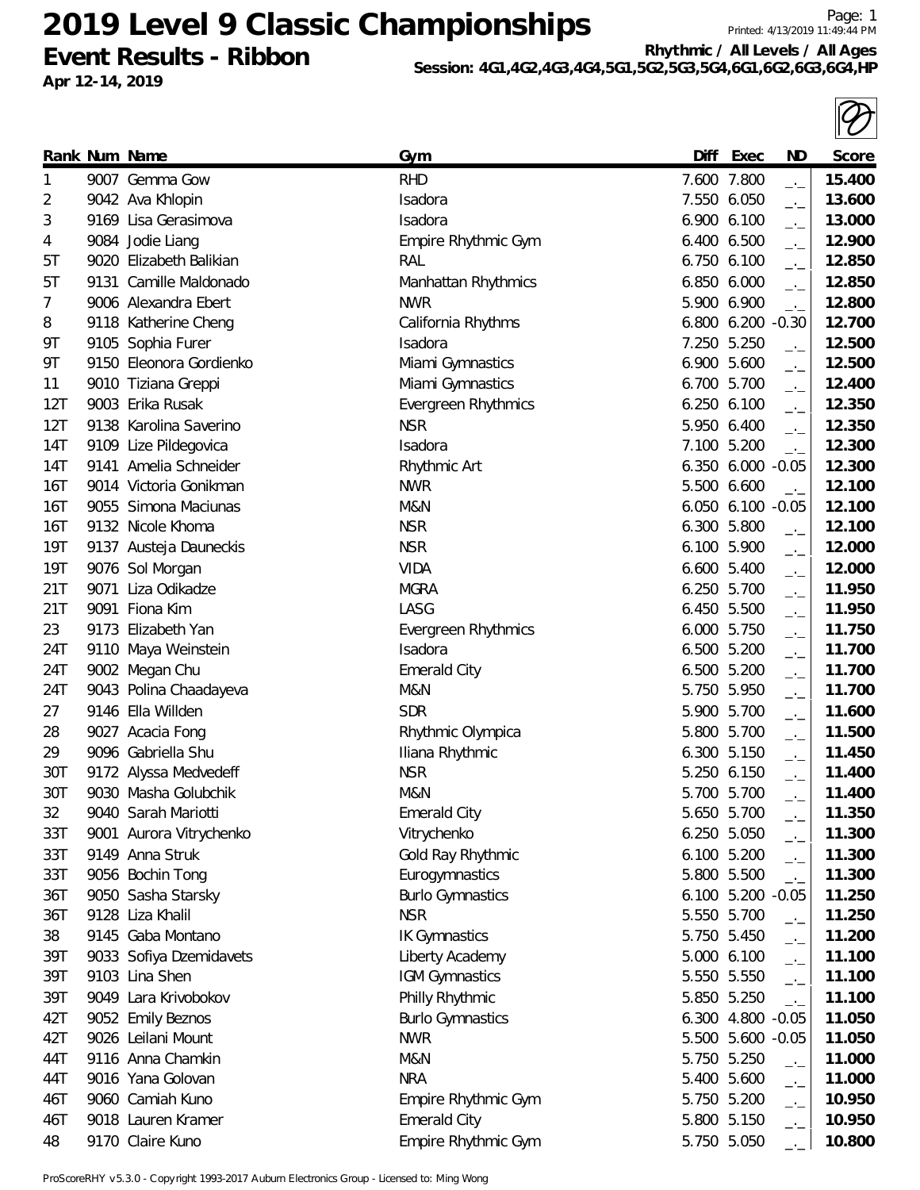# 2019 Level 9 Classic Championships

## Event Results - Ribbon

**Apr 12-14, 2019**

Printed: 4/13/2019 11:49:44 PM

**Rhythmic / All Levels / All Ages**

**Session: 4G1,4G2,4G3,4G4,5G1,5G2,5G3,5G4,6G1,6G2,6G3,6G4,HP**

| Rank | Num | Name | Gym | Diff | Exec | ND | Score |
|---|---|---|---|---|---|---|---|
| 1 | 9007 | Gemma Gow | RHD | 7.600 | 7.800 | _._ | **15.400** |
| 2 | 9042 | Ava Khlopin | Isadora | 7.550 | 6.050 | _._ | **13.600** |
| 3 | 9169 | Lisa Gerasimova | Isadora | 6.900 | 6.100 | _._ | **13.000** |
| 4 | 9084 | Jodie Liang | Empire Rhythmic Gym | 6.400 | 6.500 | _._ | **12.900** |
| 5T | 9020 | Elizabeth Balikian | RAL | 6.750 | 6.100 | _._ | **12.850** |
| 5T | 9131 | Camille Maldonado | Manhattan Rhythmics | 6.850 | 6.000 | _._ | **12.850** |
| 7 | 9006 | Alexandra Ebert | NWR | 5.900 | 6.900 | _._ | **12.800** |
| 8 | 9118 | Katherine Cheng | California Rhythms | 6.800 | 6.200 | -0.30 | **12.700** |
| 9T | 9105 | Sophia Furer | Isadora | 7.250 | 5.250 | _._ | **12.500** |
| 9T | 9150 | Eleonora Gordienko | Miami Gymnastics | 6.900 | 5.600 | _._ | **12.500** |
| 11 | 9010 | Tiziana Greppi | Miami Gymnastics | 6.700 | 5.700 | _._ | **12.400** |
| 12T | 9003 | Erika Rusak | Evergreen Rhythmics | 6.250 | 6.100 | _._ | **12.350** |
| 12T | 9138 | Karolina Saverino | NSR | 5.950 | 6.400 | _._ | **12.350** |
| 14T | 9109 | Lize Pildegovica | Isadora | 7.100 | 5.200 | _._ | **12.300** |
| 14T | 9141 | Amelia Schneider | Rhythmic Art | 6.350 | 6.000 | -0.05 | **12.300** |
| 16T | 9014 | Victoria Gonikman | NWR | 5.500 | 6.600 | _._ | **12.100** |
| 16T | 9055 | Simona Maciunas | M&N | 6.050 | 6.100 | -0.05 | **12.100** |
| 16T | 9132 | Nicole Khoma | NSR | 6.300 | 5.800 | _._ | **12.100** |
| 19T | 9137 | Austeja Dauneckis | NSR | 6.100 | 5.900 | _._ | **12.000** |
| 19T | 9076 | Sol Morgan | VIDA | 6.600 | 5.400 | _._ | **12.000** |
| 21T | 9071 | Liza Odikadze | MGRA | 6.250 | 5.700 | _._ | **11.950** |
| 21T | 9091 | Fiona Kim | LASG | 6.450 | 5.500 | _._ | **11.950** |
| 23 | 9173 | Elizabeth Yan | Evergreen Rhythmics | 6.000 | 5.750 | _._ | **11.750** |
| 24T | 9110 | Maya Weinstein | Isadora | 6.500 | 5.200 | _._ | **11.700** |
| 24T | 9002 | Megan Chu | Emerald City | 6.500 | 5.200 | _._ | **11.700** |
| 24T | 9043 | Polina Chaadayeva | M&N | 5.750 | 5.950 | _._ | **11.700** |
| 27 | 9146 | Ella Willden | SDR | 5.900 | 5.700 | _._ | **11.600** |
| 28 | 9027 | Acacia Fong | Rhythmic Olympica | 5.800 | 5.700 | _._ | **11.500** |
| 29 | 9096 | Gabriella Shu | Iliana Rhythmic | 6.300 | 5.150 | _._ | **11.450** |
| 30T | 9172 | Alyssa Medvedeff | NSR | 5.250 | 6.150 | _._ | **11.400** |
| 30T | 9030 | Masha Golubchik | M&N | 5.700 | 5.700 | _._ | **11.400** |
| 32 | 9040 | Sarah Mariotti | Emerald City | 5.650 | 5.700 | _._ | **11.350** |
| 33T | 9001 | Aurora Vitrychenko | Vitrychenko | 6.250 | 5.050 | _._ | **11.300** |
| 33T | 9149 | Anna Struk | Gold Ray Rhythmic | 6.100 | 5.200 | _._ | **11.300** |
| 33T | 9056 | Bochin Tong | Eurogymnastics | 5.800 | 5.500 | _._ | **11.300** |
| 36T | 9050 | Sasha Starsky | Burlo Gymnastics | 6.100 | 5.200 | -0.05 | **11.250** |
| 36T | 9128 | Liza Khalil | NSR | 5.550 | 5.700 | _._ | **11.250** |
| 38 | 9145 | Gaba Montano | IK Gymnastics | 5.750 | 5.450 | _._ | **11.200** |
| 39T | 9033 | Sofiya Dzemidavets | Liberty Academy | 5.000 | 6.100 | _._ | **11.100** |
| 39T | 9103 | Lina Shen | IGM Gymnastics | 5.550 | 5.550 | _._ | **11.100** |
| 39T | 9049 | Lara Krivobokov | Philly Rhythmic | 5.850 | 5.250 | _._ | **11.100** |
| 42T | 9052 | Emily Beznos | Burlo Gymnastics | 6.300 | 4.800 | -0.05 | **11.050** |
| 42T | 9026 | Leilani Mount | NWR | 5.500 | 5.600 | -0.05 | **11.050** |
| 44T | 9116 | Anna Chamkin | M&N | 5.750 | 5.250 | _._ | **11.000** |
| 44T | 9016 | Yana Golovan | NRA | 5.400 | 5.600 | _._ | **11.000** |
| 46T | 9060 | Camiah Kuno | Empire Rhythmic Gym | 5.750 | 5.200 | _._ | **10.950** |
| 46T | 9018 | Lauren Kramer | Emerald City | 5.800 | 5.150 | _._ | **10.950** |
| 48 | 9170 | Claire Kuno | Empire Rhythmic Gym | 5.750 | 5.050 | _._ | **10.800** |

ProScoreRHY v5.3.0 - Copyright 1993-2017 Auburn Electronics Group - Licensed to: Ming Wong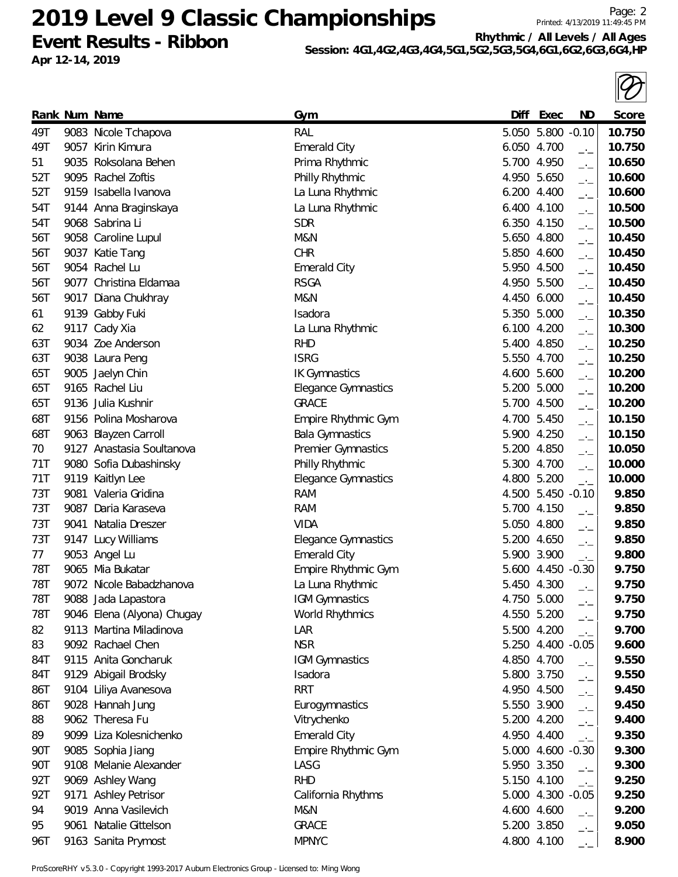# 2019 Level 9 Classic Championships

**Event Results - Ribbon**

**Apr 12-14, 2019**

**Rhythmic / All Levels / All Ages**

**Session: 4G1,4G2,4G3,4G4,5G1,5G2,5G3,5G4,6G1,6G2,6G3,6G4,HP**

| Rank | Num | Name | Gym | Diff | Exec | ND | Score |
|---|---|---|---|---|---|---|---|
| 49T | 9083 | Nicole Tchapova | RAL | 5.050 | 5.800 | -0.10 | **10.750** |
| 49T | 9057 | Kirin Kimura | Emerald City | 6.050 | 4.700 | _._ | **10.750** |
| 51 | 9035 | Roksolana Behen | Prima Rhythmic | 5.700 | 4.950 | _._ | **10.650** |
| 52T | 9095 | Rachel Zoftis | Philly Rhythmic | 4.950 | 5.650 | _._ | **10.600** |
| 52T | 9159 | Isabella Ivanova | La Luna Rhythmic | 6.200 | 4.400 | _._ | **10.600** |
| 54T | 9144 | Anna Braginskaya | La Luna Rhythmic | 6.400 | 4.100 | _._ | **10.500** |
| 54T | 9068 | Sabrina Li | SDR | 6.350 | 4.150 | _._ | **10.500** |
| 56T | 9058 | Caroline Lupul | M&N | 5.650 | 4.800 | _._ | **10.450** |
| 56T | 9037 | Katie Tang | CHR | 5.850 | 4.600 | _._ | **10.450** |
| 56T | 9054 | Rachel Lu | Emerald City | 5.950 | 4.500 | _._ | **10.450** |
| 56T | 9077 | Christina Eldamaa | RSGA | 4.950 | 5.500 | _._ | **10.450** |
| 56T | 9017 | Diana Chukhray | M&N | 4.450 | 6.000 | _._ | **10.450** |
| 61 | 9139 | Gabby Fuki | Isadora | 5.350 | 5.000 | _._ | **10.350** |
| 62 | 9117 | Cady Xia | La Luna Rhythmic | 6.100 | 4.200 | _._ | **10.300** |
| 63T | 9034 | Zoe Anderson | RHD | 5.400 | 4.850 | _._ | **10.250** |
| 63T | 9038 | Laura Peng | ISRG | 5.550 | 4.700 | _._ | **10.250** |
| 65T | 9005 | Jaelyn Chin | IK Gymnastics | 4.600 | 5.600 | _._ | **10.200** |
| 65T | 9165 | Rachel Liu | Elegance Gymnastics | 5.200 | 5.000 | _._ | **10.200** |
| 65T | 9136 | Julia Kushnir | GRACE | 5.700 | 4.500 | _._ | **10.200** |
| 68T | 9156 | Polina Mosharova | Empire Rhythmic Gym | 4.700 | 5.450 | _._ | **10.150** |
| 68T | 9063 | Blayzen Carroll | Bala Gymnastics | 5.900 | 4.250 | _._ | **10.150** |
| 70 | 9127 | Anastasia Soultanova | Premier Gymnastics | 5.200 | 4.850 | _._ | **10.050** |
| 71T | 9080 | Sofia Dubashinsky | Philly Rhythmic | 5.300 | 4.700 | _._ | **10.000** |
| 71T | 9119 | Kaitlyn Lee | Elegance Gymnastics | 4.800 | 5.200 | _._ | **10.000** |
| 73T | 9081 | Valeria Gridina | RAM | 4.500 | 5.450 | -0.10 | **9.850** |
| 73T | 9087 | Daria Karaseva | RAM | 5.700 | 4.150 | _._ | **9.850** |
| 73T | 9041 | Natalia Dreszer | VIDA | 5.050 | 4.800 | _._ | **9.850** |
| 73T | 9147 | Lucy Williams | Elegance Gymnastics | 5.200 | 4.650 | _._ | **9.850** |
| 77 | 9053 | Angel Lu | Emerald City | 5.900 | 3.900 | _._ | **9.800** |
| 78T | 9065 | Mia Bukatar | Empire Rhythmic Gym | 5.600 | 4.450 | -0.30 | **9.750** |
| 78T | 9072 | Nicole Babadzhanova | La Luna Rhythmic | 5.450 | 4.300 | _._ | **9.750** |
| 78T | 9088 | Jada Lapastora | IGM Gymnastics | 4.750 | 5.000 | _._ | **9.750** |
| 78T | 9046 | Elena (Alyona) Chugay | World Rhythmics | 4.550 | 5.200 | _._ | **9.750** |
| 82 | 9113 | Martina Miladinova | LAR | 5.500 | 4.200 | _._ | **9.700** |
| 83 | 9092 | Rachael Chen | NSR | 5.250 | 4.400 | -0.05 | **9.600** |
| 84T | 9115 | Anita Goncharuk | IGM Gymnastics | 4.850 | 4.700 | _._ | **9.550** |
| 84T | 9129 | Abigail Brodsky | Isadora | 5.800 | 3.750 | _._ | **9.550** |
| 86T | 9104 | Liliya Avanesova | RRT | 4.950 | 4.500 | _._ | **9.450** |
| 86T | 9028 | Hannah Jung | Eurogymnastics | 5.550 | 3.900 | _._ | **9.450** |
| 88 | 9062 | Theresa Fu | Vitrychenko | 5.200 | 4.200 | _._ | **9.400** |
| 89 | 9099 | Liza Kolesnichenko | Emerald City | 4.950 | 4.400 | _._ | **9.350** |
| 90T | 9085 | Sophia Jiang | Empire Rhythmic Gym | 5.000 | 4.600 | -0.30 | **9.300** |
| 90T | 9108 | Melanie Alexander | LASG | 5.950 | 3.350 | _._ | **9.300** |
| 92T | 9069 | Ashley Wang | RHD | 5.150 | 4.100 | _._ | **9.250** |
| 92T | 9171 | Ashley Petrisor | California Rhythms | 5.000 | 4.300 | -0.05 | **9.250** |
| 94 | 9019 | Anna Vasilevich | M&N | 4.600 | 4.600 | _._ | **9.200** |
| 95 | 9061 | Natalie Gittelson | GRACE | 5.200 | 3.850 | _._ | **9.050** |
| 96T | 9163 | Sanita Prymost | MPNYC | 4.800 | 4.100 | _._ | **8.900** |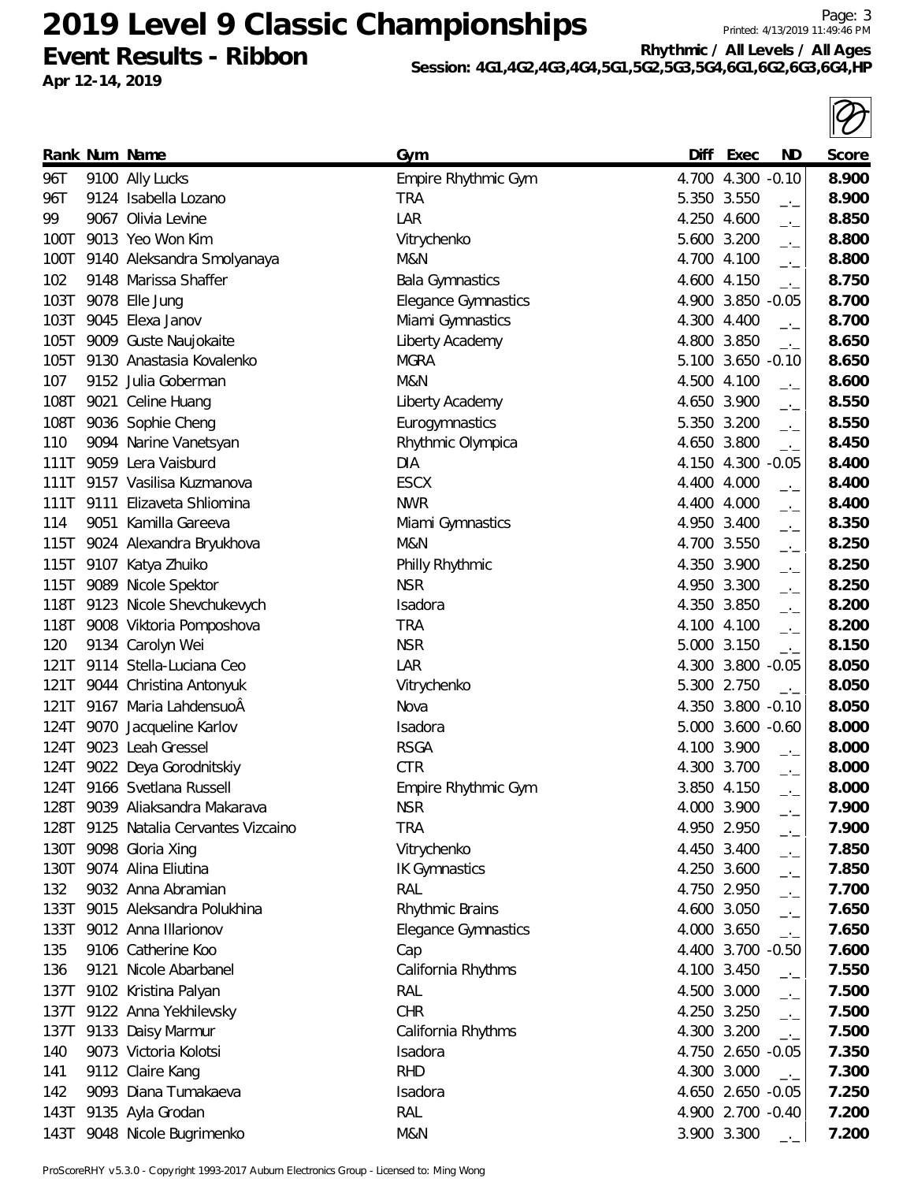# 2019 Level 9 Classic Championships

**Event Results - Ribbon**

**Apr 12-14, 2019**

**Rhythmic / All Levels / All Ages**

**Session: 4G1,4G2,4G3,4G4,5G1,5G2,5G3,5G4,6G1,6G2,6G3,6G4,HP**

| Rank | Num | Name | Gym | Diff | Exec | ND | Score |
|---|---|---|---|---|---|---|---|
| 96T | 9100 | Ally Lucks | Empire Rhythmic Gym | 4.700 | 4.300 | -0.10 | **8.900** |
| 96T | 9124 | Isabella Lozano | TRA | 5.350 | 3.550 | _._ | **8.900** |
| 99 | 9067 | Olivia Levine | LAR | 4.250 | 4.600 | _._ | **8.850** |
| 100T | 9013 | Yeo Won Kim | Vitrychenko | 5.600 | 3.200 | _._ | **8.800** |
| 100T | 9140 | Aleksandra Smolyanaya | M&N | 4.700 | 4.100 | _._ | **8.800** |
| 102 | 9148 | Marissa Shaffer | Bala Gymnastics | 4.600 | 4.150 | _._ | **8.750** |
| 103T | 9078 | Elle Jung | Elegance Gymnastics | 4.900 | 3.850 | -0.05 | **8.700** |
| 103T | 9045 | Elexa Janov | Miami Gymnastics | 4.300 | 4.400 | _._ | **8.700** |
| 105T | 9009 | Guste Naujokaite | Liberty Academy | 4.800 | 3.850 | _._ | **8.650** |
| 105T | 9130 | Anastasia Kovalenko | MGRA | 5.100 | 3.650 | -0.10 | **8.650** |
| 107 | 9152 | Julia Goberman | M&N | 4.500 | 4.100 | _._ | **8.600** |
| 108T | 9021 | Celine Huang | Liberty Academy | 4.650 | 3.900 | _._ | **8.550** |
| 108T | 9036 | Sophie Cheng | Eurogymnastics | 5.350 | 3.200 | _._ | **8.550** |
| 110 | 9094 | Narine Vanetsyan | Rhythmic Olympica | 4.650 | 3.800 | _._ | **8.450** |
| 111T | 9059 | Lera Vaisburd | DIA | 4.150 | 4.300 | -0.05 | **8.400** |
| 111T | 9157 | Vasilisa Kuzmanova | ESCX | 4.400 | 4.000 | _._ | **8.400** |
| 111T | 9111 | Elizaveta Shliomina | NWR | 4.400 | 4.000 | _._ | **8.400** |
| 114 | 9051 | Kamilla Gareeva | Miami Gymnastics | 4.950 | 3.400 | _._ | **8.350** |
| 115T | 9024 | Alexandra Bryukhova | M&N | 4.700 | 3.550 | _._ | **8.250** |
| 115T | 9107 | Katya Zhuiko | Philly Rhythmic | 4.350 | 3.900 | _._ | **8.250** |
| 115T | 9089 | Nicole Spektor | NSR | 4.950 | 3.300 | _._ | **8.250** |
| 118T | 9123 | Nicole Shevchukevych | Isadora | 4.350 | 3.850 | _._ | **8.200** |
| 118T | 9008 | Viktoria Pomposhova | TRA | 4.100 | 4.100 | _._ | **8.200** |
| 120 | 9134 | Carolyn Wei | NSR | 5.000 | 3.150 | _._ | **8.150** |
| 121T | 9114 | Stella-Luciana Ceo | LAR | 4.300 | 3.800 | -0.05 | **8.050** |
| 121T | 9044 | Christina Antonyuk | Vitrychenko | 5.300 | 2.750 | _._ | **8.050** |
| 121T | 9167 | Maria LahdensuoÂ | Nova | 4.350 | 3.800 | -0.10 | **8.050** |
| 124T | 9070 | Jacqueline Karlov | Isadora | 5.000 | 3.600 | -0.60 | **8.000** |
| 124T | 9023 | Leah Gressel | RSGA | 4.100 | 3.900 | _._ | **8.000** |
| 124T | 9022 | Deya Gorodnitskiy | CTR | 4.300 | 3.700 | _._ | **8.000** |
| 124T | 9166 | Svetlana Russell | Empire Rhythmic Gym | 3.850 | 4.150 | _._ | **8.000** |
| 128T | 9039 | Aliaksandra Makarava | NSR | 4.000 | 3.900 | _._ | **7.900** |
| 128T | 9125 | Natalia Cervantes Vizcaino | TRA | 4.950 | 2.950 | _._ | **7.900** |
| 130T | 9098 | Gloria Xing | Vitrychenko | 4.450 | 3.400 | _._ | **7.850** |
| 130T | 9074 | Alina Eliutina | IK Gymnastics | 4.250 | 3.600 | _._ | **7.850** |
| 132 | 9032 | Anna Abramian | RAL | 4.750 | 2.950 | _._ | **7.700** |
| 133T | 9015 | Aleksandra Polukhina | Rhythmic Brains | 4.600 | 3.050 | _._ | **7.650** |
| 133T | 9012 | Anna Illarionov | Elegance Gymnastics | 4.000 | 3.650 | _._ | **7.650** |
| 135 | 9106 | Catherine Koo | Cap | 4.400 | 3.700 | -0.50 | **7.600** |
| 136 | 9121 | Nicole Abarbanel | California Rhythms | 4.100 | 3.450 | _._ | **7.550** |
| 137T | 9102 | Kristina Palyan | RAL | 4.500 | 3.000 | _._ | **7.500** |
| 137T | 9122 | Anna Yekhilevsky | CHR | 4.250 | 3.250 | _._ | **7.500** |
| 137T | 9133 | Daisy Marmur | California Rhythms | 4.300 | 3.200 | _._ | **7.500** |
| 140 | 9073 | Victoria Kolotsi | Isadora | 4.750 | 2.650 | -0.05 | **7.350** |
| 141 | 9112 | Claire Kang | RHD | 4.300 | 3.000 | _._ | **7.300** |
| 142 | 9093 | Diana Tumakaeva | Isadora | 4.650 | 2.650 | -0.05 | **7.250** |
| 143T | 9135 | Ayla Grodan | RAL | 4.900 | 2.700 | -0.40 | **7.200** |
| 143T | 9048 | Nicole Bugrimenko | M&N | 3.900 | 3.300 | _._ | **7.200** |

ProScoreRHY v5.3.0 - Copyright 1993-2017 Auburn Electronics Group - Licensed to: Ming Wong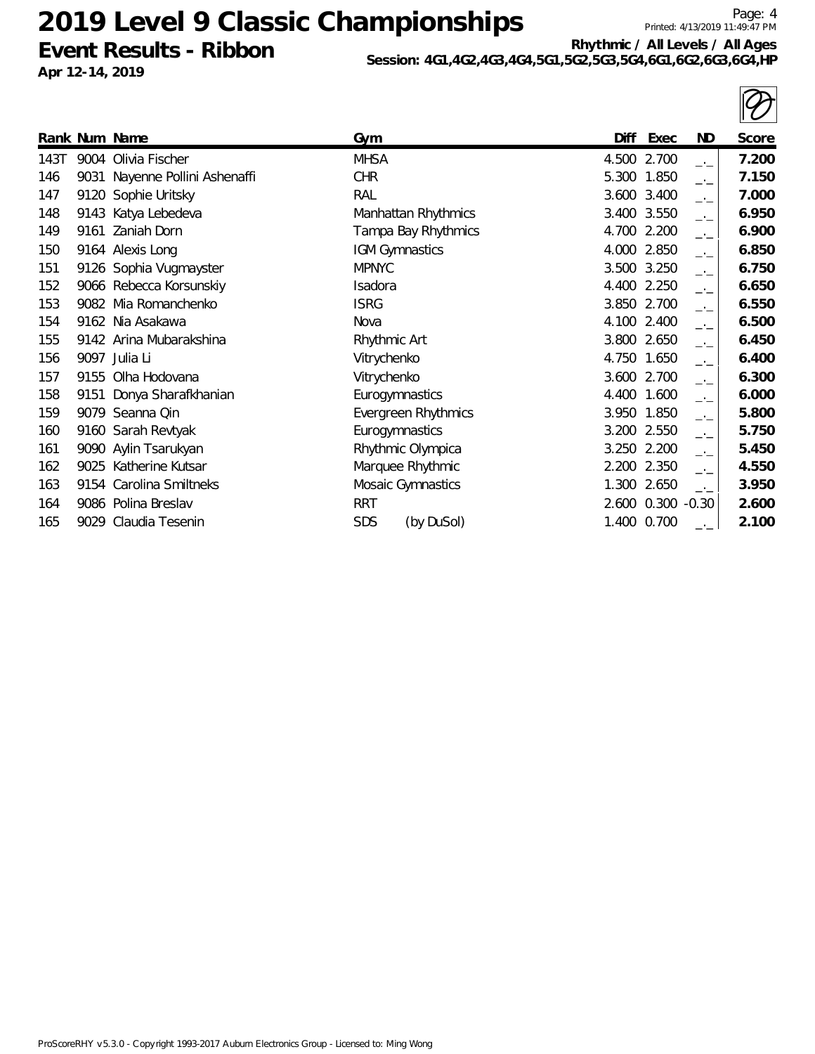# 2019 Level 9 Classic Championships

## Event Results - Ribbon

**Apr 12-14, 2019**

Printed: 4/13/2019 11:49:47 PM

**Rhythmic / All Levels / All Ages**

**Session: 4G1,4G2,4G3,4G4,5G1,5G2,5G3,5G4,6G1,6G2,6G3,6G4,HP**

| Rank | Num | Name | Gym | Diff | Exec | ND | Score |
|---|---|---|---|---|---|---|---|
| 143T | 9004 | Olivia Fischer | MHSA | 4.500 | 2.700 | _._ | **7.200** |
| 146 | 9031 | Nayenne Pollini Ashenaffi | CHR | 5.300 | 1.850 | _._ | **7.150** |
| 147 | 9120 | Sophie Uritsky | RAL | 3.600 | 3.400 | _._ | **7.000** |
| 148 | 9143 | Katya Lebedeva | Manhattan Rhythmics | 3.400 | 3.550 | _._ | **6.950** |
| 149 | 9161 | Zaniah Dorn | Tampa Bay Rhythmics | 4.700 | 2.200 | _._ | **6.900** |
| 150 | 9164 | Alexis Long | IGM Gymnastics | 4.000 | 2.850 | _._ | **6.850** |
| 151 | 9126 | Sophia Vugmayster | MPNYC | 3.500 | 3.250 | _._ | **6.750** |
| 152 | 9066 | Rebecca Korsunskiy | Isadora | 4.400 | 2.250 | _._ | **6.650** |
| 153 | 9082 | Mia Romanchenko | ISRG | 3.850 | 2.700 | _._ | **6.550** |
| 154 | 9162 | Nia Asakawa | Nova | 4.100 | 2.400 | _._ | **6.500** |
| 155 | 9142 | Arina Mubarakshina | Rhythmic Art | 3.800 | 2.650 | _._ | **6.450** |
| 156 | 9097 | Julia Li | Vitrychenko | 4.750 | 1.650 | _._ | **6.400** |
| 157 | 9155 | Olha Hodovana | Vitrychenko | 3.600 | 2.700 | _._ | **6.300** |
| 158 | 9151 | Donya Sharafkhanian | Eurogymnastics | 4.400 | 1.600 | _._ | **6.000** |
| 159 | 9079 | Seanna Qin | Evergreen Rhythmics | 3.950 | 1.850 | _._ | **5.800** |
| 160 | 9160 | Sarah Revtyak | Eurogymnastics | 3.200 | 2.550 | _._ | **5.750** |
| 161 | 9090 | Aylin Tsarukyan | Rhythmic Olympica | 3.250 | 2.200 | _._ | **5.450** |
| 162 | 9025 | Katherine Kutsar | Marquee Rhythmic | 2.200 | 2.350 | _._ | **4.550** |
| 163 | 9154 | Carolina Smiltneks | Mosaic Gymnastics | 1.300 | 2.650 | _._ | **3.950** |
| 164 | 9086 | Polina Breslav | RRT | 2.600 | 0.300 | -0.30 | **2.600** |
| 165 | 9029 | Claudia Tesenin | SDS (by DuSol) | 1.400 | 0.700 | _._ | **2.100** |

ProScoreRHY v5.3.0 - Copyright 1993-2017 Auburn Electronics Group - Licensed to: Ming Wong